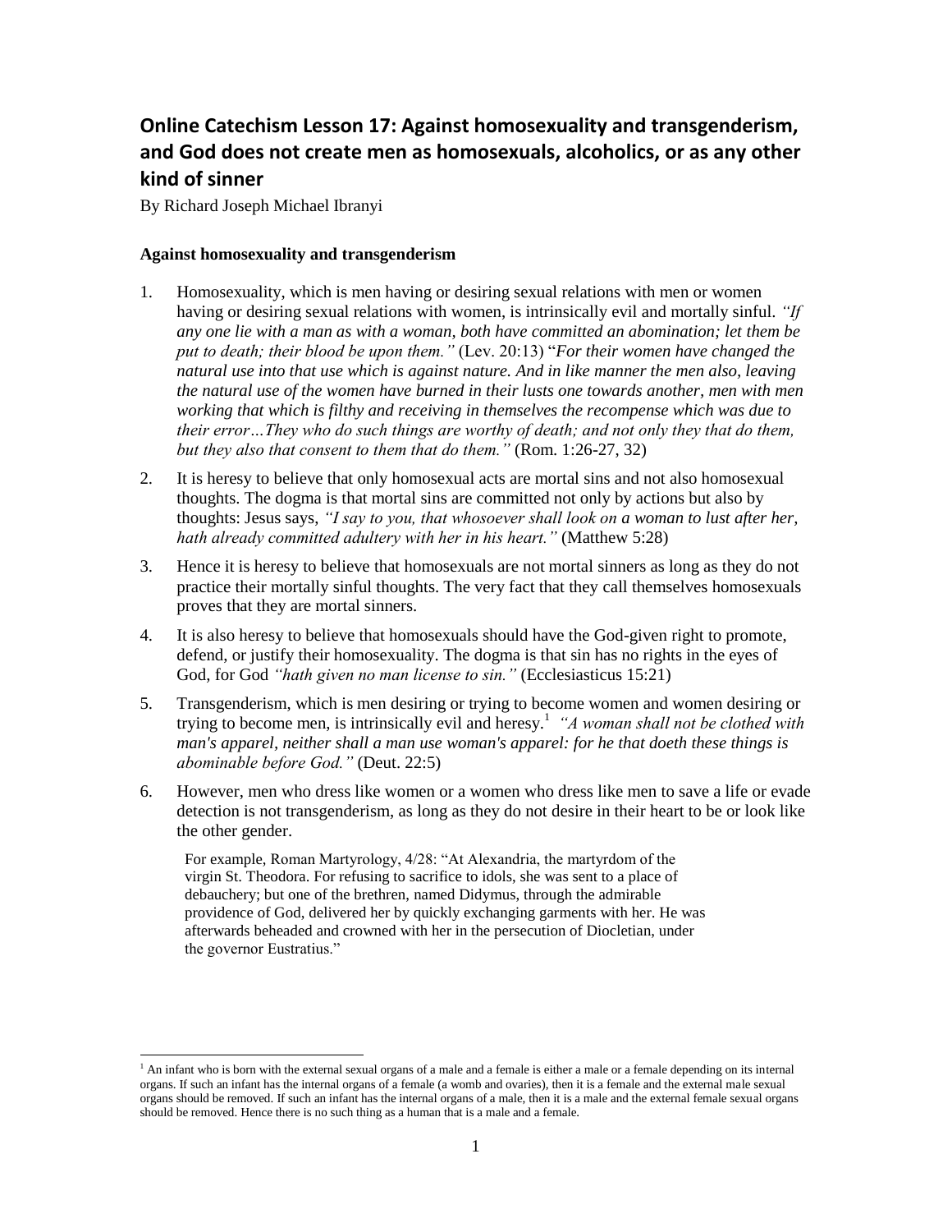# Online Catechism Lesson 17: Against homosexuality and transgenderism, and God does not create men as homosexuals, alcoholics, or as any other kind of sinner

By Richard Joseph Michael Ibranyi

### Against homosexuality and transgenderism

1. Homosexuality, which is men having or desiring sexual relations with men or women having or desiring sexual relations with women, is intrinsically evil and mortally sinful. *"If any one lie with a man as with a woman, both have committed an abomination; let them be put to death; their blood be upon them."* (Lev. 20:13) "*For their women have changed the natural use into that use which is against nature. And in like manner the men also, leaving the natural use of the women have burned in their lusts one towards another, men with men working that which is filthy and receiving in themselves the recompense which was due to their error…They who do such things are worthy of death; and not only they that do them, but they also that consent to them that do them."* (Rom. 1:26-27, 32)

2. It is heresy to believe that only homosexual acts are mortal sins and not also homosexual thoughts. The dogma is that mortal sins are committed not only by actions but also by thoughts: Jesus says, *"I say to you, that whosoever shall look on a woman to lust after her, hath already committed adultery with her in his heart."* (Matthew 5:28)

3. Hence it is heresy to believe that homosexuals are not mortal sinners as long as they do not practice their mortally sinful thoughts. The very fact that they call themselves homosexuals proves that they are mortal sinners.

4. It is also heresy to believe that homosexuals should have the God-given right to promote, defend, or justify their homosexuality. The dogma is that sin has no rights in the eyes of God, for God *"hath given no man license to sin."* (Ecclesiasticus 15:21)

5. Transgenderism, which is men desiring or trying to become women and women desiring or trying to become men, is intrinsically evil and heresy.[1] *"A woman shall not be clothed with man's apparel, neither shall a man use woman's apparel: for he that doeth these things is abominable before God."* (Deut. 22:5)

6. However, men who dress like women or a women who dress like men to save a life or evade detection is not transgenderism, as long as they do not desire in their heart to be or look like the other gender.

   For example, Roman Martyrology, 4/28: "At Alexandria, the martyrdom of the virgin St. Theodora. For refusing to sacrifice to idols, she was sent to a place of debauchery; but one of the brethren, named Didymus, through the admirable providence of God, delivered her by quickly exchanging garments with her. He was afterwards beheaded and crowned with her in the persecution of Diocletian, under the governor Eustratius."

---

[1] An infant who is born with the external sexual organs of a male and a female is either a male or a female depending on its internal organs. If such an infant has the internal organs of a female (a womb and ovaries), then it is a female and the external male sexual organs should be removed. If such an infant has the internal organs of a male, then it is a male and the external female sexual organs should be removed. Hence there is no such thing as a human that is a male and a female.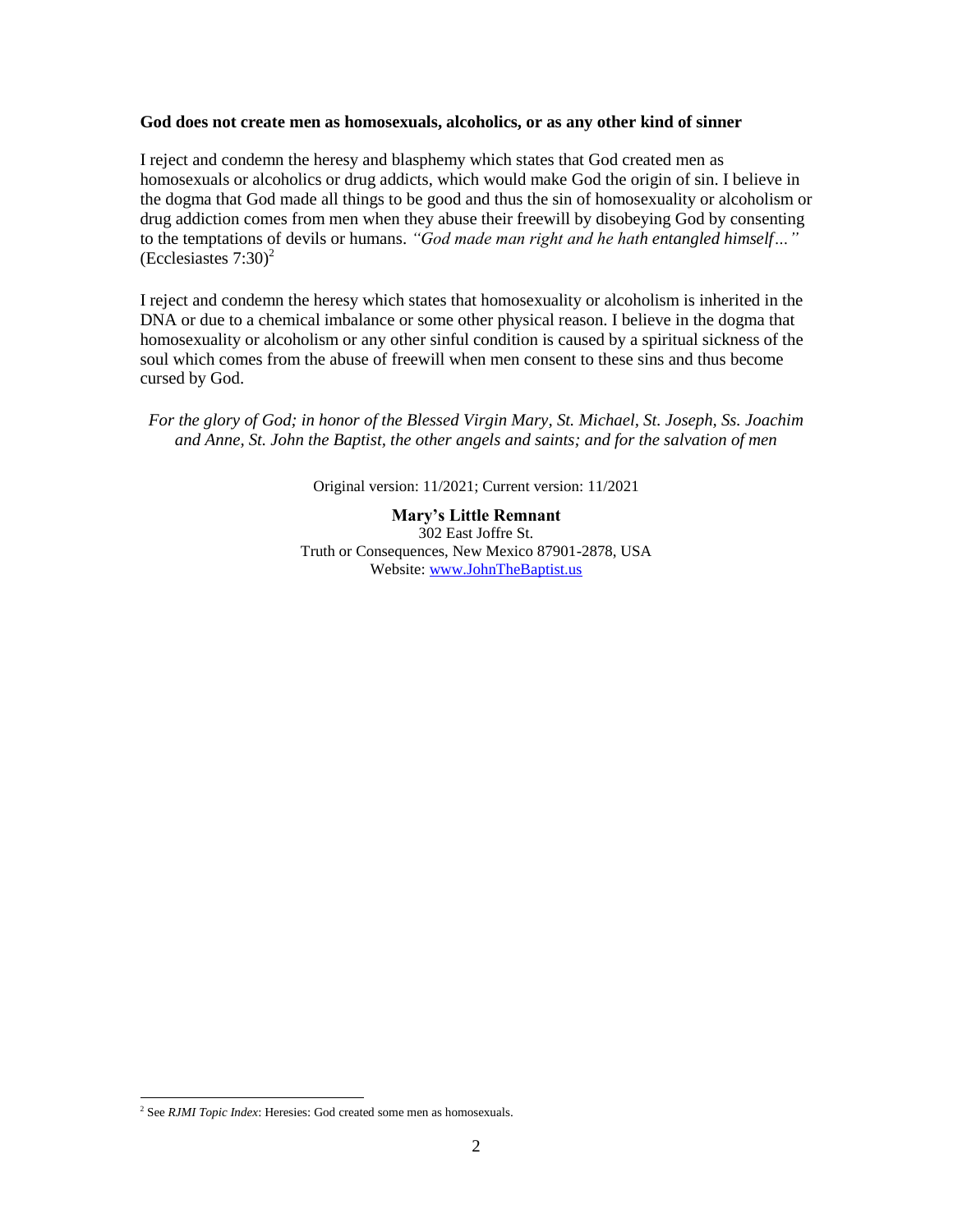**God does not create men as homosexuals, alcoholics, or as any other kind of sinner**

I reject and condemn the heresy and blasphemy which states that God created men as homosexuals or alcoholics or drug addicts, which would make God the origin of sin. I believe in the dogma that God made all things to be good and thus the sin of homosexuality or alcoholism or drug addiction comes from men when they abuse their freewill by disobeying God by consenting to the temptations of devils or humans. *"God made man right and he hath entangled himself…"* (Ecclesiastes 7:30)[2]

I reject and condemn the heresy which states that homosexuality or alcoholism is inherited in the DNA or due to a chemical imbalance or some other physical reason. I believe in the dogma that homosexuality or alcoholism or any other sinful condition is caused by a spiritual sickness of the soul which comes from the abuse of freewill when men consent to these sins and thus become cursed by God.

*For the glory of God; in honor of the Blessed Virgin Mary, St. Michael, St. Joseph, Ss. Joachim and Anne, St. John the Baptist, the other angels and saints; and for the salvation of men*

Original version: 11/2021; Current version: 11/2021

**Mary's Little Remnant**
302 East Joffre St.
Truth or Consequences, New Mexico 87901-2878, USA
Website: www.JohnTheBaptist.us

---

[2] See *RJMI Topic Index*: Heresies: God created some men as homosexuals.